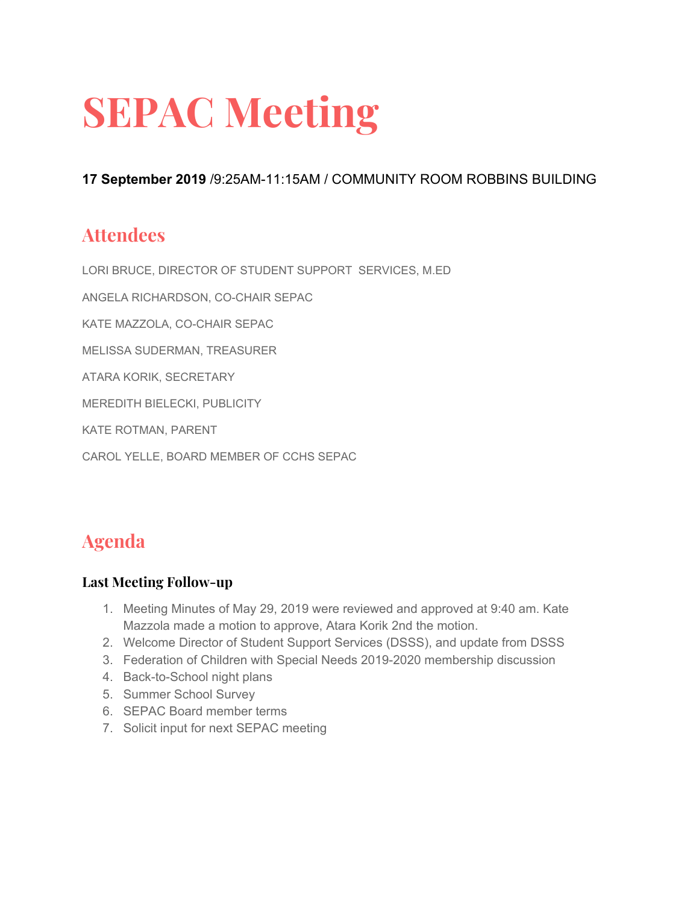# SEPAC Meeting

**17 September 2019** /9:25AM-11:15AM / COMMUNITY ROOM ROBBINS BUILDING

## Attendees

LORI BRUCE, DIRECTOR OF STUDENT SUPPORT SERVICES, M.ED

ANGELA RICHARDSON, CO-CHAIR SEPAC

KATE MAZZOLA, CO-CHAIR SEPAC

MELISSA SUDERMAN, TREASURER

ATARA KORIK, SECRETARY

MEREDITH BIELECKI, PUBLICITY

KATE ROTMAN, PARENT

CAROL YELLE, BOARD MEMBER OF CCHS SEPAC

## Agenda

### Last Meeting Follow-up

1. Meeting Minutes of May 29, 2019 were reviewed and approved at 9:40 am. Kate Mazzola made a motion to approve, Atara Korik 2nd the motion.
2. Welcome Director of Student Support Services (DSSS), and update from DSSS
3. Federation of Children with Special Needs 2019-2020 membership discussion
4. Back-to-School night plans
5. Summer School Survey
6. SEPAC Board member terms
7. Solicit input for next SEPAC meeting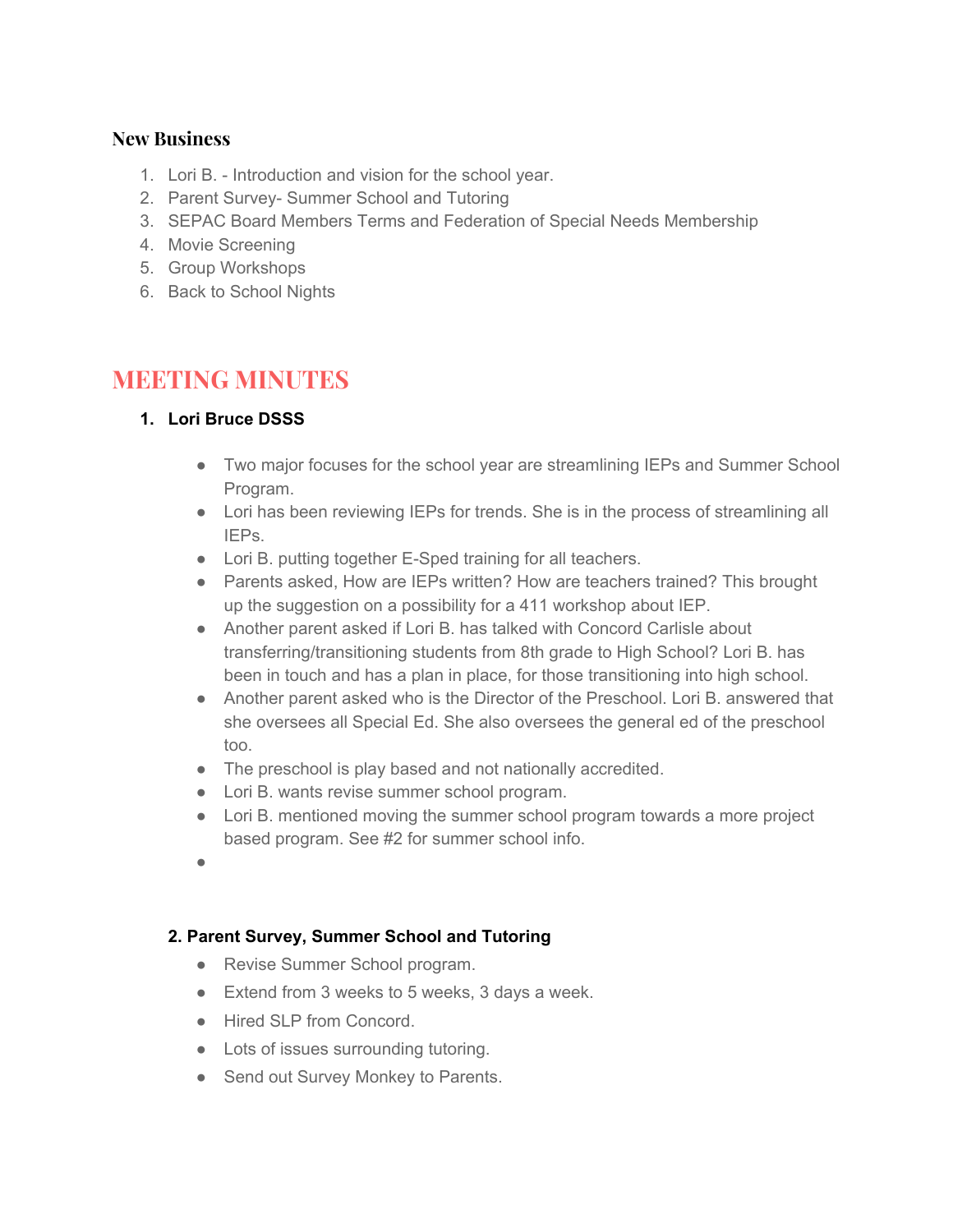### New Business

1. Lori B. - Introduction and vision for the school year.
2. Parent Survey- Summer School and Tutoring
3. SEPAC Board Members Terms and Federation of Special Needs Membership
4. Movie Screening
5. Group Workshops
6. Back to School Nights

## MEETING MINUTES

1. **Lori Bruce DSSS**

   - Two major focuses for the school year are streamlining IEPs and Summer School Program.
   - Lori has been reviewing IEPs for trends. She is in the process of streamlining all IEPs.
   - Lori B. putting together E-Sped training for all teachers.
   - Parents asked, How are IEPs written? How are teachers trained? This brought up the suggestion on a possibility for a 411 workshop about IEP.
   - Another parent asked if Lori B. has talked with Concord Carlisle about transferring/transitioning students from 8th grade to High School? Lori B. has been in touch and has a plan in place, for those transitioning into high school.
   - Another parent asked who is the Director of the Preschool. Lori B. answered that she oversees all Special Ed. She also oversees the general ed of the preschool too.
   - The preschool is play based and not nationally accredited.
   - Lori B. wants revise summer school program.
   - Lori B. mentioned moving the summer school program towards a more project based program. See #2 for summer school info.

**2. Parent Survey, Summer School and Tutoring**

- Revise Summer School program.
- Extend from 3 weeks to 5 weeks, 3 days a week.
- Hired SLP from Concord.
- Lots of issues surrounding tutoring.
- Send out Survey Monkey to Parents.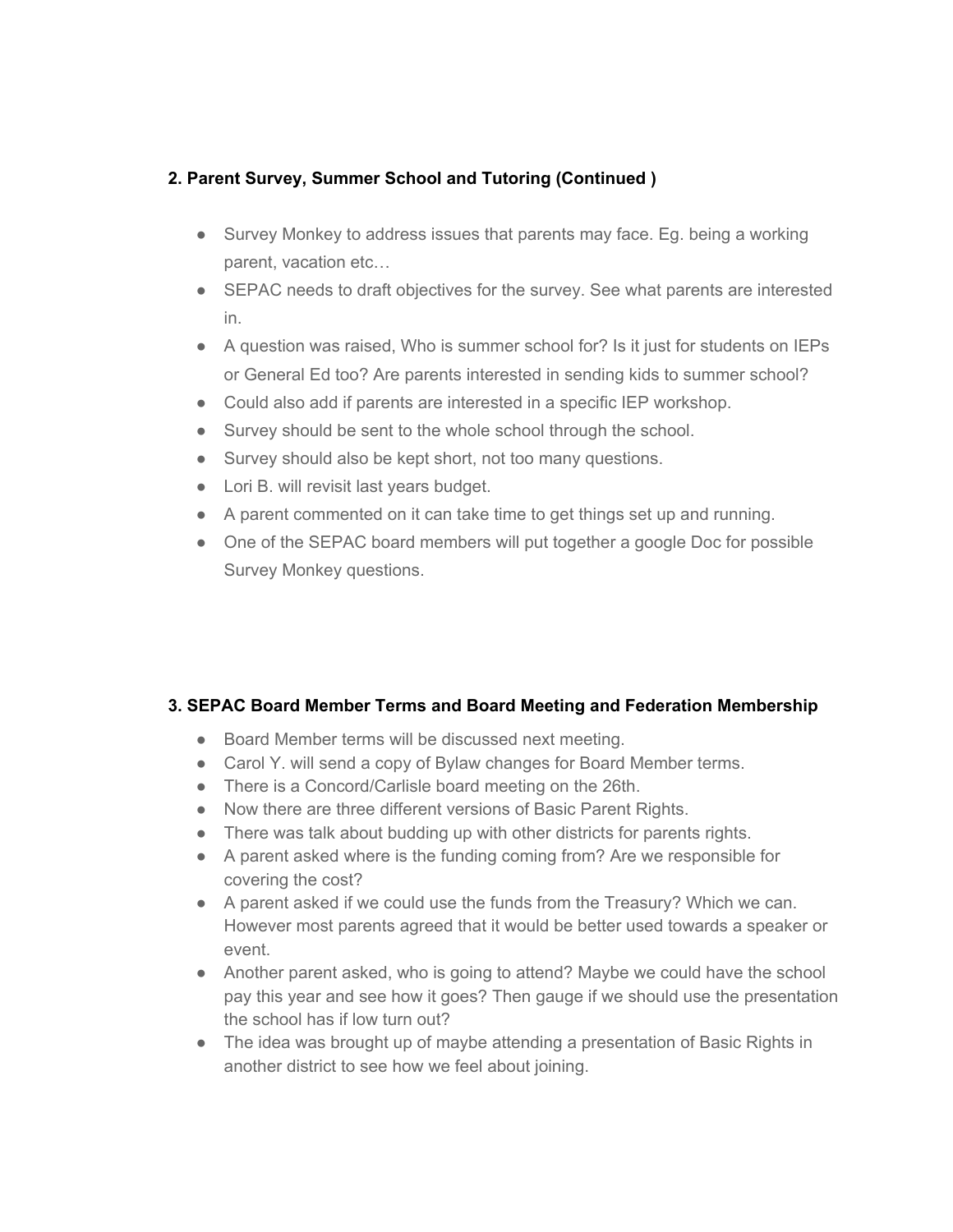### 2. Parent Survey, Summer School and Tutoring (Continued )

- Survey Monkey to address issues that parents may face. Eg. being a working parent, vacation etc…
- SEPAC needs to draft objectives for the survey. See what parents are interested in.
- A question was raised, Who is summer school for? Is it just for students on IEPs or General Ed too? Are parents interested in sending kids to summer school?
- Could also add if parents are interested in a specific IEP workshop.
- Survey should be sent to the whole school through the school.
- Survey should also be kept short, not too many questions.
- Lori B. will revisit last years budget.
- A parent commented on it can take time to get things set up and running.
- One of the SEPAC board members will put together a google Doc for possible Survey Monkey questions.

### 3. SEPAC Board Member Terms and Board Meeting and Federation Membership

- Board Member terms will be discussed next meeting.
- Carol Y. will send a copy of Bylaw changes for Board Member terms.
- There is a Concord/Carlisle board meeting on the 26th.
- Now there are three different versions of Basic Parent Rights.
- There was talk about budding up with other districts for parents rights.
- A parent asked where is the funding coming from? Are we responsible for covering the cost?
- A parent asked if we could use the funds from the Treasury? Which we can. However most parents agreed that it would be better used towards a speaker or event.
- Another parent asked, who is going to attend? Maybe we could have the school pay this year and see how it goes? Then gauge if we should use the presentation the school has if low turn out?
- The idea was brought up of maybe attending a presentation of Basic Rights in another district to see how we feel about joining.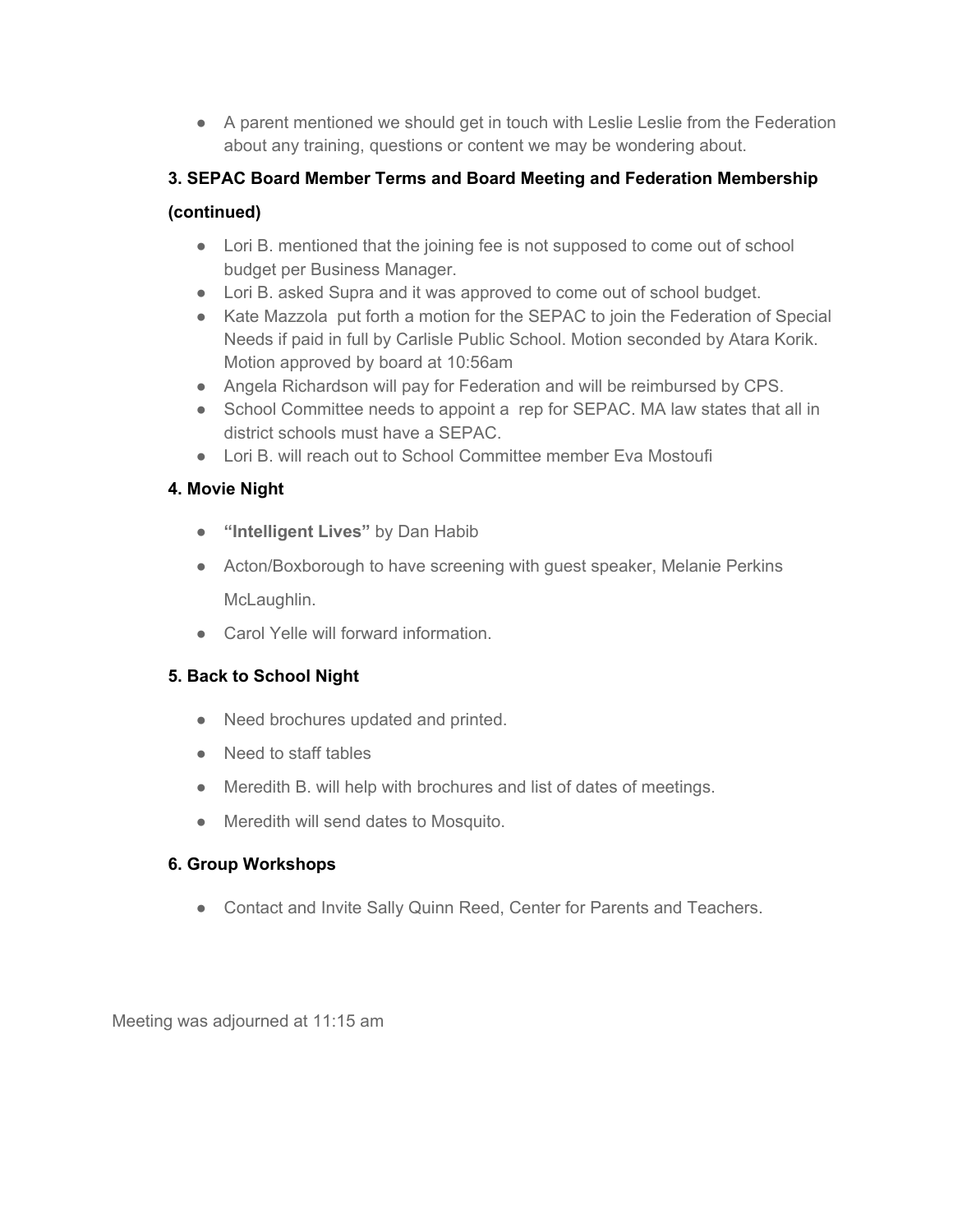- A parent mentioned we should get in touch with Leslie Leslie from the Federation about any training, questions or content we may be wondering about.

### 3. SEPAC Board Member Terms and Board Meeting and Federation Membership (continued)

- Lori B. mentioned that the joining fee is not supposed to come out of school budget per Business Manager.
- Lori B. asked Supra and it was approved to come out of school budget.
- Kate Mazzola put forth a motion for the SEPAC to join the Federation of Special Needs if paid in full by Carlisle Public School. Motion seconded by Atara Korik. Motion approved by board at 10:56am
- Angela Richardson will pay for Federation and will be reimbursed by CPS.
- School Committee needs to appoint a rep for SEPAC. MA law states that all in district schools must have a SEPAC.
- Lori B. will reach out to School Committee member Eva Mostoufi

### 4. Movie Night

- **"Intelligent Lives"** by Dan Habib
- Acton/Boxborough to have screening with guest speaker, Melanie Perkins McLaughlin.
- Carol Yelle will forward information.

### 5. Back to School Night

- Need brochures updated and printed.
- Need to staff tables
- Meredith B. will help with brochures and list of dates of meetings.
- Meredith will send dates to Mosquito.

### 6. Group Workshops

- Contact and Invite Sally Quinn Reed, Center for Parents and Teachers.

Meeting was adjourned at 11:15 am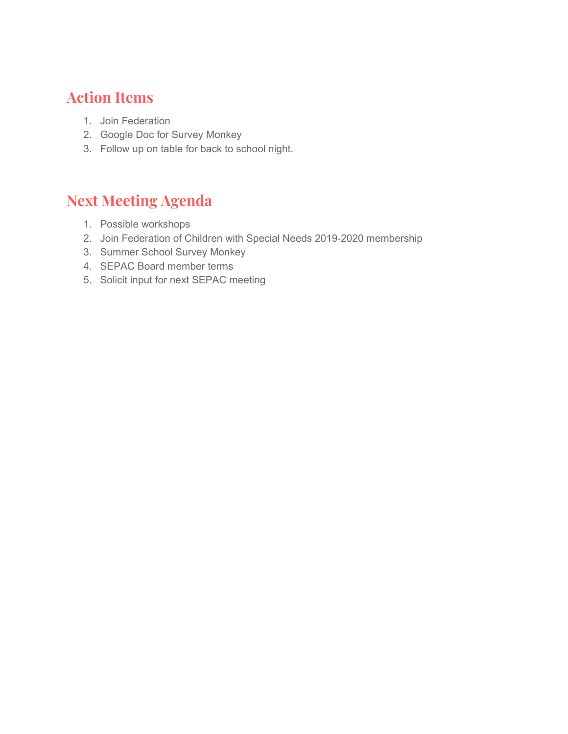## Action Items

1. Join Federation
2. Google Doc for Survey Monkey
3. Follow up on table for back to school night.

## Next Meeting Agenda

1. Possible workshops
2. Join Federation of Children with Special Needs 2019-2020 membership
3. Summer School Survey Monkey
4. SEPAC Board member terms
5. Solicit input for next SEPAC meeting